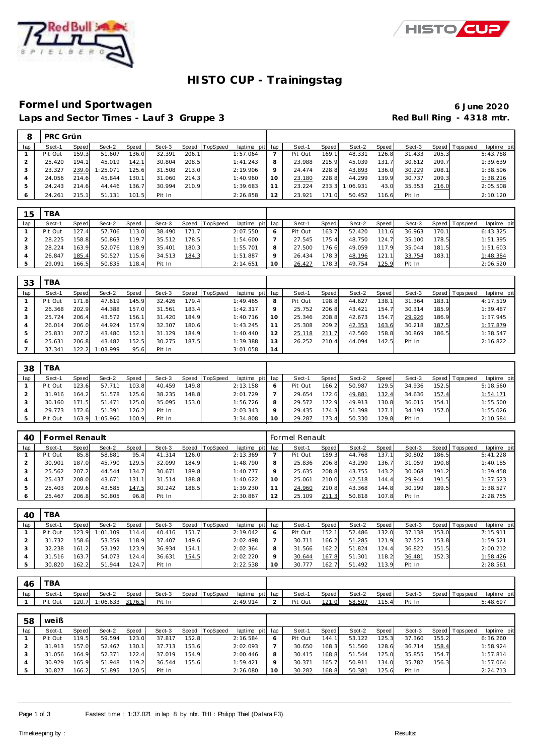# HISTO CUP - Trainingstag

## Formel und Sportwagen

**6 June 2020**

### Laps and Sector Times - Lauf 3 Gruppe 3

**Red Bull Ring - 4318 mtr.**

| 8 | PRC Grün | | | | | | | | | | | | | | | | |
|---|---|---|---|---|---|---|---|---|---|---|---|---|---|---|---|---|---|
| lap | Sect-1 | Speed | Sect-2 | Speed | Sect-3 | Speed | TopSpeed | laptime pit | lap | Sect-1 | Speed | Sect-2 | Speed | Sect-3 | Speed | Topspeed | laptime pit |
| 1 | Pit Out | 159.3 | 51.607 | 136.0 | 32.391 | 206.1 | | 1:57.064 | 7 | Pit Out | 169.1 | 48.331 | 126.8 | 31.433 | 205.3 | | 5:43.788 |
| 2 | 25.420 | 194.1 | 45.019 | 142.1 | 30.804 | 208.5 | | 1:41.243 | 8 | 23.988 | 215.9 | 45.039 | 131.7 | 30.612 | 209.7 | | 1:39.639 |
| 3 | 23.327 | 239.0 | 1:25.071 | 125.6 | 31.508 | 213.0 | | 2:19.906 | 9 | 24.474 | 228.8 | 43.893 | 136.0 | 30.229 | 208.1 | | 1:38.596 |
| 4 | 24.056 | 214.6 | 45.844 | 130.1 | 31.060 | 214.3 | | 1:40.960 | 10 | 23.180 | 228.8 | 44.299 | 139.9 | 30.737 | 209.3 | | 1:38.216 |
| 5 | 24.243 | 214.6 | 44.446 | 136.7 | 30.994 | 210.9 | | 1:39.683 | 11 | 23.224 | 233.3 | 1:06.931 | 43.0 | 35.353 | 216.0 | | 2:05.508 |
| 6 | 24.261 | 215.1 | 51.131 | 101.5 | Pit In | | | 2:26.858 | 12 | 23.921 | 171.0 | 50.452 | 116.6 | Pit In | | | 2:10.120 |

| 15 | TBA | | | | | | | | | | | | | | | | |
|---|---|---|---|---|---|---|---|---|---|---|---|---|---|---|---|---|---|
| lap | Sect-1 | Speed | Sect-2 | Speed | Sect-3 | Speed | TopSpeed | laptime pit | lap | Sect-1 | Speed | Sect-2 | Speed | Sect-3 | Speed | Topspeed | laptime pit |
| 1 | Pit Out | 127.4 | 57.706 | 113.0 | 38.490 | 171.7 | | 2:07.550 | 6 | Pit Out | 163.7 | 52.420 | 111.6 | 36.963 | 170.1 | | 6:43.325 |
| 2 | 28.225 | 158.8 | 50.863 | 119.7 | 35.512 | 178.5 | | 1:54.600 | 7 | 27.545 | 175.4 | 48.750 | 124.7 | 35.100 | 178.5 | | 1:51.395 |
| 3 | 28.224 | 163.9 | 52.076 | 118.9 | 35.401 | 180.3 | | 1:55.701 | 8 | 27.500 | 176.6 | 49.059 | 117.9 | 35.044 | 181.5 | | 1:51.603 |
| 4 | 26.847 | 185.4 | 50.527 | 115.6 | 34.513 | 184.3 | | 1:51.887 | 9 | 26.434 | 178.3 | 48.196 | 121.1 | 33.754 | 183.1 | | 1:48.384 |
| 5 | 29.091 | 166.5 | 50.835 | 118.4 | Pit In | | | 2:14.651 | 10 | 26.427 | 178.3 | 49.754 | 125.9 | Pit In | | | 2:06.520 |

| 33 | TBA | | | | | | | | | | | | | | | | |
|---|---|---|---|---|---|---|---|---|---|---|---|---|---|---|---|---|---|
| lap | Sect-1 | Speed | Sect-2 | Speed | Sect-3 | Speed | TopSpeed | laptime pit | lap | Sect-1 | Speed | Sect-2 | Speed | Sect-3 | Speed | Topspeed | laptime pit |
| 1 | Pit Out | 171.8 | 47.619 | 145.9 | 32.426 | 179.4 | | 1:49.465 | 8 | Pit Out | 198.8 | 44.627 | 138.1 | 31.364 | 183.1 | | 4:17.519 |
| 2 | 26.368 | 202.9 | 44.388 | 157.0 | 31.561 | 183.4 | | 1:42.317 | 9 | 25.752 | 206.8 | 43.421 | 154.7 | 30.314 | 185.9 | | 1:39.487 |
| 3 | 25.724 | 206.4 | 43.572 | 156.1 | 31.420 | 184.9 | | 1:40.716 | 10 | 25.346 | 208.8 | 42.673 | 154.7 | 29.926 | 186.9 | | 1:37.945 |
| 4 | 26.014 | 206.0 | 44.924 | 157.9 | 32.307 | 180.6 | | 1:43.245 | 11 | 25.308 | 209.2 | 42.353 | 163.6 | 30.218 | 187.5 | | 1:37.879 |
| 5 | 25.831 | 207.2 | 43.480 | 152.1 | 31.129 | 184.9 | | 1:40.440 | 12 | 25.118 | 211.7 | 42.560 | 158.8 | 30.869 | 186.5 | | 1:38.547 |
| 6 | 25.631 | 206.8 | 43.482 | 152.5 | 30.275 | 187.5 | | 1:39.388 | 13 | 26.252 | 210.4 | 44.094 | 142.5 | Pit In | | | 2:16.822 |
| 7 | 37.341 | 122.2 | 1:03.999 | 95.6 | Pit In | | | 3:01.058 | 14 | | | | | | | | |

| 38 | TBA | | | | | | | | | | | | | | | | |
|---|---|---|---|---|---|---|---|---|---|---|---|---|---|---|---|---|---|
| lap | Sect-1 | Speed | Sect-2 | Speed | Sect-3 | Speed | TopSpeed | laptime pit | lap | Sect-1 | Speed | Sect-2 | Speed | Sect-3 | Speed | Topspeed | laptime pit |
| 1 | Pit Out | 123.6 | 57.711 | 103.8 | 40.459 | 149.8 | | 2:13.158 | 6 | Pit Out | 166.2 | 50.987 | 129.5 | 34.936 | 152.5 | | 5:18.560 |
| 2 | 31.916 | 164.2 | 51.578 | 125.6 | 38.235 | 148.8 | | 2:01.729 | 7 | 29.654 | 172.6 | 49.881 | 132.4 | 34.636 | 157.4 | | 1:54.171 |
| 3 | 30.160 | 171.5 | 51.471 | 125.0 | 35.095 | 153.0 | | 1:56.726 | 8 | 29.572 | 172.9 | 49.913 | 130.8 | 36.015 | 154.1 | | 1:55.500 |
| 4 | 29.773 | 172.6 | 51.391 | 126.2 | Pit In | | | 2:03.343 | 9 | 29.435 | 174.3 | 51.398 | 127.1 | 34.193 | 157.0 | | 1:55.026 |
| 5 | Pit Out | 163.9 | 1:05.960 | 100.9 | Pit In | | | 3:34.808 | 10 | 29.287 | 173.4 | 50.330 | 129.8 | Pit In | | | 2:10.584 |

| 40 | Formel Renault | | | | | | | | Formel Renault | | | | | | | | |
|---|---|---|---|---|---|---|---|---|---|---|---|---|---|---|---|---|---|
| lap | Sect-1 | Speed | Sect-2 | Speed | Sect-3 | Speed | TopSpeed | laptime pit | lap | Sect-1 | Speed | Sect-2 | Speed | Sect-3 | Speed | Topspeed | laptime pit |
| 1 | Pit Out | 85.8 | 58.881 | 95.4 | 41.314 | 126.0 | | 2:13.369 | 7 | Pit Out | 189.3 | 44.768 | 137.1 | 30.802 | 186.5 | | 5:41.228 |
| 2 | 30.901 | 187.0 | 45.790 | 129.5 | 32.099 | 184.9 | | 1:48.790 | 8 | 25.836 | 206.8 | 43.290 | 136.7 | 31.059 | 190.8 | | 1:40.185 |
| 3 | 25.562 | 207.2 | 44.544 | 134.7 | 30.671 | 189.8 | | 1:40.777 | 9 | 25.635 | 208.8 | 43.755 | 143.2 | 30.068 | 191.2 | | 1:39.458 |
| 4 | 25.437 | 208.0 | 43.671 | 131.1 | 31.514 | 188.8 | | 1:40.622 | 10 | 25.061 | 210.0 | 42.518 | 144.4 | 29.944 | 191.5 | | 1:37.523 |
| 5 | 25.403 | 209.6 | 43.585 | 147.5 | 30.242 | 188.5 | | 1:39.230 | 11 | 24.960 | 210.8 | 43.368 | 144.8 | 30.199 | 189.5 | | 1:38.527 |
| 6 | 25.467 | 206.8 | 50.805 | 96.8 | Pit In | | | 2:30.867 | 12 | 25.109 | 211.3 | 50.818 | 107.8 | Pit In | | | 2:28.755 |

| 40 | TBA | | | | | | | | | | | | | | | | |
|---|---|---|---|---|---|---|---|---|---|---|---|---|---|---|---|---|---|
| lap | Sect-1 | Speed | Sect-2 | Speed | Sect-3 | Speed | TopSpeed | laptime pit | lap | Sect-1 | Speed | Sect-2 | Speed | Sect-3 | Speed | Topspeed | laptime pit |
| 1 | Pit Out | 123.9 | 1:01.109 | 114.4 | 40.416 | 151.7 | | 2:19.042 | 6 | Pit Out | 152.1 | 52.486 | 132.0 | 37.138 | 153.0 | | 7:15.911 |
| 2 | 31.732 | 158.6 | 53.359 | 118.9 | 37.407 | 149.6 | | 2:02.498 | 7 | 30.711 | 166.2 | 51.285 | 121.9 | 37.525 | 153.8 | | 1:59.521 |
| 3 | 32.238 | 161.2 | 53.192 | 123.9 | 36.934 | 154.1 | | 2:02.364 | 8 | 31.566 | 162.2 | 51.824 | 124.4 | 36.822 | 151.5 | | 2:00.212 |
| 4 | 31.516 | 163.7 | 54.073 | 124.4 | 36.631 | 154.5 | | 2:02.220 | 9 | 30.644 | 167.8 | 51.301 | 118.2 | 36.481 | 152.3 | | 1:58.426 |
| 5 | 30.820 | 162.2 | 51.944 | 124.7 | Pit In | | | 2:22.538 | 10 | 30.777 | 162.7 | 51.492 | 113.9 | Pit In | | | 2:28.561 |

| 46 | TBA | | | | | | | | | | | | | | | | |
|---|---|---|---|---|---|---|---|---|---|---|---|---|---|---|---|---|---|
| lap | Sect-1 | Speed | Sect-2 | Speed | Sect-3 | Speed | TopSpeed | laptime pit | lap | Sect-1 | Speed | Sect-2 | Speed | Sect-3 | Speed | Topspeed | laptime pit |
| 1 | Pit Out | 120.7 | 1:06.633 | 3176.5 | Pit In | | | 2:49.914 | 2 | Pit Out | 121.0 | 58.507 | 115.4 | Pit In | | | 5:48.697 |

| 58 | weiß | | | | | | | | | | | | | | | | |
|---|---|---|---|---|---|---|---|---|---|---|---|---|---|---|---|---|---|
| lap | Sect-1 | Speed | Sect-2 | Speed | Sect-3 | Speed | TopSpeed | laptime pit | lap | Sect-1 | Speed | Sect-2 | Speed | Sect-3 | Speed | Topspeed | laptime pit |
| 1 | Pit Out | 119.5 | 59.594 | 123.0 | 37.817 | 152.8 | | 2:16.584 | 6 | Pit Out | 144.1 | 53.122 | 125.3 | 37.360 | 155.2 | | 6:36.260 |
| 2 | 31.913 | 157.0 | 52.467 | 130.1 | 37.713 | 153.6 | | 2:02.093 | 7 | 30.650 | 168.3 | 51.560 | 128.6 | 36.714 | 158.4 | | 1:58.924 |
| 3 | 31.056 | 164.9 | 52.371 | 122.4 | 37.019 | 154.9 | | 2:00.446 | 8 | 30.415 | 168.8 | 51.544 | 125.0 | 35.855 | 154.7 | | 1:57.814 |
| 4 | 30.929 | 165.9 | 51.948 | 119.2 | 36.544 | 155.6 | | 1:59.421 | 9 | 30.371 | 165.7 | 50.911 | 134.0 | 35.782 | 156.3 | | 1:57.064 |
| 5 | 30.827 | 166.2 | 51.895 | 120.5 | Pit In | | | 2:26.080 | 10 | 30.282 | 168.8 | 50.381 | 125.6 | Pit In | | | 2:24.713 |

Fastest time : 1:37.021 in lap 8 by nbr. THI : Philipp Thiel (Dallara F3)

Timekeeping by :

Results: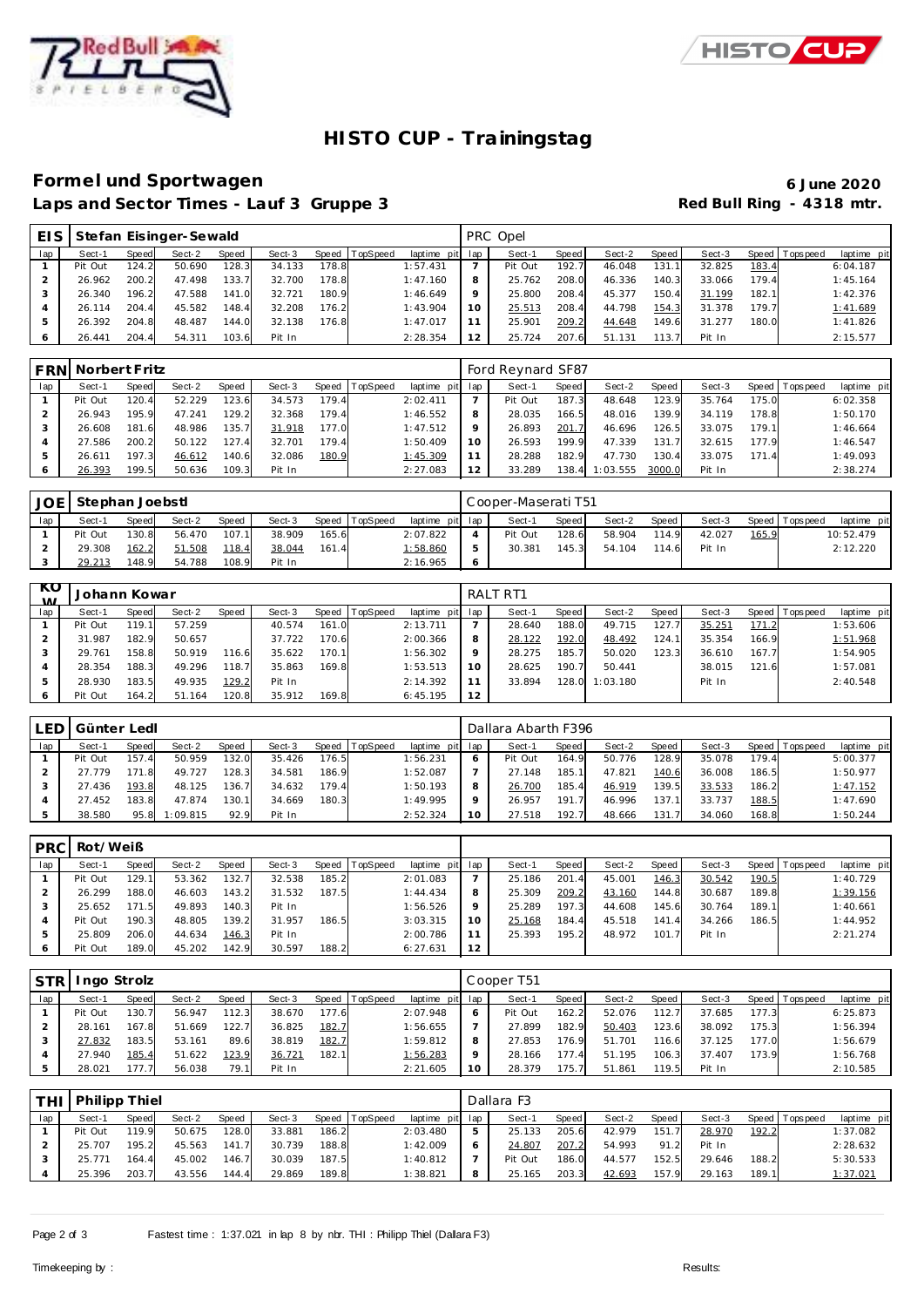# HISTO CUP - Trainingstag

## Formel und Sportwagen

**6 June 2020**

### Laps and Sector Times - Lauf 3 Gruppe 3

**Red Bull Ring - 4318 mtr.**

| EIS | Stefan Eisinger-Sewald | | | | | | | | PRC Opel | | | | | | | | |
|---|---|---|---|---|---|---|---|---|---|---|---|---|---|---|---|---|---|
| lap | Sect-1 | Speed | Sect-2 | Speed | Sect-3 | Speed | TopSpeed | laptime pit | lap | Sect-1 | Speed | Sect-2 | Speed | Sect-3 | Speed | Topspeed | laptime pit |
| 1 | Pit Out | 124.2 | 50.690 | 128.3 | 34.133 | 178.8 | | 1:57.431 | 7 | Pit Out | 192.7 | 46.048 | 131.1 | 32.825 | 183.4 | | 6:04.187 |
| 2 | 26.962 | 200.2 | 47.498 | 133.7 | 32.700 | 178.8 | | 1:47.160 | 8 | 25.762 | 208.0 | 46.336 | 140.3 | 33.066 | 179.4 | | 1:45.164 |
| 3 | 26.340 | 196.2 | 47.588 | 141.0 | 32.721 | 180.9 | | 1:46.649 | 9 | 25.800 | 208.4 | 45.377 | 150.4 | 31.199 | 182.1 | | 1:42.376 |
| 4 | 26.114 | 204.4 | 45.582 | 148.4 | 32.208 | 176.2 | | 1:43.904 | 10 | 25.513 | 208.4 | 44.798 | 154.3 | 31.378 | 179.7 | | 1:41.689 |
| 5 | 26.392 | 204.8 | 48.487 | 144.0 | 32.138 | 176.8 | | 1:47.017 | 11 | 25.901 | 209.2 | 44.648 | 149.6 | 31.277 | 180.0 | | 1:41.826 |
| 6 | 26.441 | 204.4 | 54.311 | 103.6 | Pit In | | | 2:28.354 | 12 | 25.724 | 207.6 | 51.131 | 113.7 | Pit In | | | 2:15.577 |

| FRN | Norbert Fritz | | | | | | | | Ford Reynard SF87 | | | | | | | | |
|---|---|---|---|---|---|---|---|---|---|---|---|---|---|---|---|---|---|
| lap | Sect-1 | Speed | Sect-2 | Speed | Sect-3 | Speed | TopSpeed | laptime pit | lap | Sect-1 | Speed | Sect-2 | Speed | Sect-3 | Speed | Topspeed | laptime pit |
| 1 | Pit Out | 120.4 | 52.229 | 123.6 | 34.573 | 179.4 | | 2:02.411 | 7 | Pit Out | 187.3 | 48.648 | 123.9 | 35.764 | 175.0 | | 6:02.358 |
| 2 | 26.943 | 195.9 | 47.241 | 129.2 | 32.368 | 179.4 | | 1:46.552 | 8 | 28.035 | 166.5 | 48.016 | 139.9 | 34.119 | 178.8 | | 1:50.170 |
| 3 | 26.608 | 181.6 | 48.986 | 135.7 | 31.918 | 177.0 | | 1:47.512 | 9 | 26.893 | 201.7 | 46.696 | 126.5 | 33.075 | 179.1 | | 1:46.664 |
| 4 | 27.586 | 200.2 | 50.122 | 127.4 | 32.701 | 179.4 | | 1:50.409 | 10 | 26.593 | 199.9 | 47.339 | 131.7 | 32.615 | 177.9 | | 1:46.547 |
| 5 | 26.611 | 197.3 | 46.612 | 140.6 | 32.086 | 180.9 | | 1:45.309 | 11 | 28.288 | 182.9 | 47.730 | 130.4 | 33.075 | 171.4 | | 1:49.093 |
| 6 | 26.393 | 199.5 | 50.636 | 109.3 | Pit In | | | 2:27.083 | 12 | 33.289 | 138.4 | 1:03.555 | 3000.0 | Pit In | | | 2:38.274 |

| JOE | Stephan Joebstl | | | | | | | | Cooper-Maserati T51 | | | | | | | | |
|---|---|---|---|---|---|---|---|---|---|---|---|---|---|---|---|---|---|
| lap | Sect-1 | Speed | Sect-2 | Speed | Sect-3 | Speed | TopSpeed | laptime pit | lap | Sect-1 | Speed | Sect-2 | Speed | Sect-3 | Speed | Topspeed | laptime pit |
| 1 | Pit Out | 130.8 | 56.470 | 107.1 | 38.909 | 165.6 | | 2:07.822 | 4 | Pit Out | 128.6 | 58.904 | 114.9 | 42.027 | 165.9 | | 10:52.479 |
| 2 | 29.308 | 162.2 | 51.508 | 118.4 | 38.044 | 161.4 | | 1:58.860 | 5 | 30.381 | 145.3 | 54.104 | 114.6 | Pit In | | | 2:12.220 |
| 3 | 29.213 | 148.9 | 54.788 | 108.9 | Pit In | | | 2:16.965 | 6 | | | | | | | | |

| KOW | Johann Kowar | | | | | | | | RALT RT1 | | | | | | | | |
|---|---|---|---|---|---|---|---|---|---|---|---|---|---|---|---|---|---|
| lap | Sect-1 | Speed | Sect-2 | Speed | Sect-3 | Speed | TopSpeed | laptime pit | lap | Sect-1 | Speed | Sect-2 | Speed | Sect-3 | Speed | Topspeed | laptime pit |
| 1 | Pit Out | 119.1 | 57.259 | | 40.574 | 161.0 | | 2:13.711 | 7 | 28.640 | 188.0 | 49.715 | 127.7 | 35.251 | 171.2 | | 1:53.606 |
| 2 | 31.987 | 182.9 | 50.657 | | 37.722 | 170.6 | | 2:00.366 | 8 | 28.122 | 192.0 | 48.492 | 124.1 | 35.354 | 166.9 | | 1:51.968 |
| 3 | 29.761 | 158.8 | 50.919 | 116.6 | 35.622 | 170.1 | | 1:56.302 | 9 | 28.275 | 185.7 | 50.020 | 123.3 | 36.610 | 167.7 | | 1:54.905 |
| 4 | 28.354 | 188.3 | 49.296 | 118.7 | 35.863 | 169.8 | | 1:53.513 | 10 | 28.625 | 190.7 | 50.441 | | 38.015 | 121.6 | | 1:57.081 |
| 5 | 28.930 | 183.5 | 49.935 | 129.2 | Pit In | | | 2:14.392 | 11 | 33.894 | 128.0 | 1:03.180 | | Pit In | | | 2:40.548 |
| 6 | Pit Out | 164.2 | 51.164 | 120.8 | 35.912 | 169.8 | | 6:45.195 | 12 | | | | | | | | |

| LED | Günter Ledl | | | | | | | | Dallara Abarth F396 | | | | | | | | |
|---|---|---|---|---|---|---|---|---|---|---|---|---|---|---|---|---|---|
| lap | Sect-1 | Speed | Sect-2 | Speed | Sect-3 | Speed | TopSpeed | laptime pit | lap | Sect-1 | Speed | Sect-2 | Speed | Sect-3 | Speed | Topspeed | laptime pit |
| 1 | Pit Out | 157.4 | 50.959 | 132.0 | 35.426 | 176.5 | | 1:56.231 | 6 | Pit Out | 164.9 | 50.776 | 128.9 | 35.078 | 179.4 | | 5:00.377 |
| 2 | 27.779 | 171.8 | 49.727 | 128.3 | 34.581 | 186.9 | | 1:52.087 | 7 | 27.148 | 185.1 | 47.821 | 140.6 | 36.008 | 186.5 | | 1:50.977 |
| 3 | 27.436 | 193.8 | 48.125 | 136.7 | 34.632 | 179.4 | | 1:50.193 | 8 | 26.700 | 185.4 | 46.919 | 139.5 | 33.533 | 186.2 | | 1:47.152 |
| 4 | 27.452 | 183.8 | 47.874 | 130.1 | 34.669 | 180.3 | | 1:49.995 | 9 | 26.957 | 191.7 | 46.996 | 137.1 | 33.737 | 188.5 | | 1:47.690 |
| 5 | 38.580 | 95.8 | 1:09.815 | 92.9 | Pit In | | | 2:52.324 | 10 | 27.518 | 192.7 | 48.666 | 131.7 | 34.060 | 168.8 | | 1:50.244 |

| PRC | Rot/Weiß | | | | | | | | | | | | | | | | |
|---|---|---|---|---|---|---|---|---|---|---|---|---|---|---|---|---|---|
| lap | Sect-1 | Speed | Sect-2 | Speed | Sect-3 | Speed | TopSpeed | laptime pit | lap | Sect-1 | Speed | Sect-2 | Speed | Sect-3 | Speed | Topspeed | laptime pit |
| 1 | Pit Out | 129.1 | 53.362 | 132.7 | 32.538 | 185.2 | | 2:01.083 | 7 | 25.186 | 201.4 | 45.001 | 146.3 | 30.542 | 190.5 | | 1:40.729 |
| 2 | 26.299 | 188.0 | 46.603 | 143.2 | 31.532 | 187.5 | | 1:44.434 | 8 | 25.309 | 209.2 | 43.160 | 144.8 | 30.687 | 189.8 | | 1:39.156 |
| 3 | 25.652 | 171.5 | 49.893 | 140.3 | Pit In | | | 1:56.526 | 9 | 25.289 | 197.3 | 44.608 | 145.6 | 30.764 | 189.1 | | 1:40.661 |
| 4 | Pit Out | 190.3 | 48.805 | 139.2 | 31.957 | 186.5 | | 3:03.315 | 10 | 25.168 | 184.4 | 45.518 | 141.4 | 34.266 | 186.5 | | 1:44.952 |
| 5 | 25.809 | 206.0 | 44.634 | 146.3 | Pit In | | | 2:00.786 | 11 | 25.393 | 195.2 | 48.972 | 101.7 | Pit In | | | 2:21.274 |
| 6 | Pit Out | 189.0 | 45.202 | 142.9 | 30.597 | 188.2 | | 6:27.631 | 12 | | | | | | | | |

| STR | Ingo Strolz | | | | | | | | Cooper T51 | | | | | | | | |
|---|---|---|---|---|---|---|---|---|---|---|---|---|---|---|---|---|---|
| lap | Sect-1 | Speed | Sect-2 | Speed | Sect-3 | Speed | TopSpeed | laptime pit | lap | Sect-1 | Speed | Sect-2 | Speed | Sect-3 | Speed | Topspeed | laptime pit |
| 1 | Pit Out | 130.7 | 56.947 | 112.3 | 38.670 | 177.6 | | 2:07.948 | 6 | Pit Out | 162.2 | 52.076 | 112.7 | 37.685 | 177.3 | | 6:25.873 |
| 2 | 28.161 | 167.8 | 51.669 | 122.7 | 36.825 | 182.7 | | 1:56.655 | 7 | 27.899 | 182.9 | 50.403 | 123.6 | 38.092 | 175.3 | | 1:56.394 |
| 3 | 27.832 | 183.5 | 53.161 | 89.6 | 38.819 | 182.7 | | 1:59.812 | 8 | 27.853 | 176.9 | 51.701 | 116.6 | 37.125 | 177.0 | | 1:56.679 |
| 4 | 27.940 | 185.4 | 51.622 | 123.9 | 36.721 | 182.1 | | 1:56.283 | 9 | 28.166 | 177.4 | 51.195 | 106.3 | 37.407 | 173.9 | | 1:56.768 |
| 5 | 28.021 | 177.7 | 56.038 | 79.1 | Pit In | | | 2:21.605 | 10 | 28.379 | 175.7 | 51.861 | 119.5 | Pit In | | | 2:10.585 |

| THI | Philipp Thiel | | | | | | | | Dallara F3 | | | | | | | | |
|---|---|---|---|---|---|---|---|---|---|---|---|---|---|---|---|---|---|
| lap | Sect-1 | Speed | Sect-2 | Speed | Sect-3 | Speed | TopSpeed | laptime pit | lap | Sect-1 | Speed | Sect-2 | Speed | Sect-3 | Speed | Topspeed | laptime pit |
| 1 | Pit Out | 119.9 | 50.675 | 128.0 | 33.881 | 186.2 | | 2:03.480 | 5 | 25.133 | 205.6 | 42.979 | 151.7 | 28.970 | 192.2 | | 1:37.082 |
| 2 | 25.707 | 195.2 | 45.563 | 141.7 | 30.739 | 188.8 | | 1:42.009 | 6 | 24.807 | 207.2 | 54.993 | 91.2 | Pit In | | | 2:28.632 |
| 3 | 25.771 | 164.4 | 45.002 | 146.7 | 30.039 | 187.5 | | 1:40.812 | 7 | Pit Out | 186.0 | 44.577 | 152.5 | 29.646 | 188.2 | | 5:30.533 |
| 4 | 25.396 | 203.7 | 43.556 | 144.4 | 29.869 | 189.8 | | 1:38.821 | 8 | 25.165 | 203.3 | 42.693 | 157.9 | 29.163 | 189.1 | | 1:37.021 |

Fastest time : 1:37.021 in lap 8 by nbr. THI : Philipp Thiel (Dallara F3)

Timekeeping by : Results: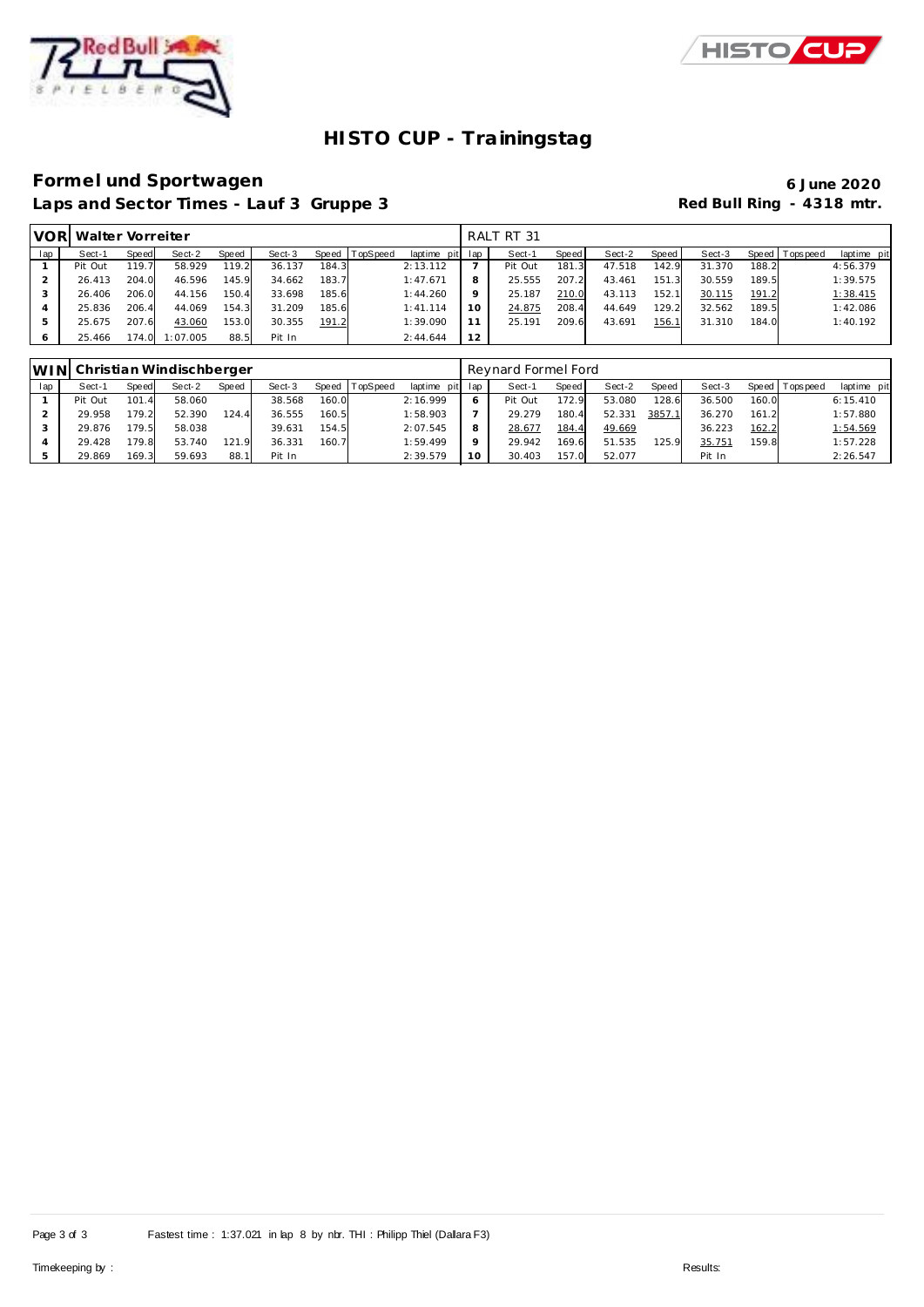# HISTO CUP - Trainingstag

## Formel und Sportwagen

**Laps and Sector Times - Lauf 3 Gruppe 3**

**6 June 2020**

**Red Bull Ring - 4318 mtr.**

| VOR | Walter Vorreiter | | | | | | | | RALT RT 31 | | | | | | | | |
|---|---|---|---|---|---|---|---|---|---|---|---|---|---|---|---|---|---|
| lap | Sect-1 | Speed | Sect-2 | Speed | Sect-3 | Speed | TopSpeed | laptime pit | lap | Sect-1 | Speed | Sect-2 | Speed | Sect-3 | Speed | Topspeed | laptime pit |
| 1 | Pit Out | 119.7 | 58.929 | 119.2 | 36.137 | 184.3 | | 2:13.112 | 7 | Pit Out | 181.3 | 47.518 | 142.9 | 31.370 | 188.2 | | 4:56.379 |
| 2 | 26.413 | 204.0 | 46.596 | 145.9 | 34.662 | 183.7 | | 1:47.671 | 8 | 25.555 | 207.2 | 43.461 | 151.3 | 30.559 | 189.5 | | 1:39.575 |
| 3 | 26.406 | 206.0 | 44.156 | 150.4 | 33.698 | 185.6 | | 1:44.260 | 9 | 25.187 | 210.0 | 43.113 | 152.1 | 30.115 | 191.2 | | 1:38.415 |
| 4 | 25.836 | 206.4 | 44.069 | 154.3 | 31.209 | 185.6 | | 1:41.114 | 10 | 24.875 | 208.4 | 44.649 | 129.2 | 32.562 | 189.5 | | 1:42.086 |
| 5 | 25.675 | 207.6 | 43.060 | 153.0 | 30.355 | 191.2 | | 1:39.090 | 11 | 25.191 | 209.6 | 43.691 | 156.1 | 31.310 | 184.0 | | 1:40.192 |
| 6 | 25.466 | 174.0 | 1:07.005 | 88.5 | Pit In | | | 2:44.644 | 12 | | | | | | | | |

| WIN | Christian Windischberger | | | | | | | | Reynard Formel Ford | | | | | | | | |
|---|---|---|---|---|---|---|---|---|---|---|---|---|---|---|---|---|---|
| lap | Sect-1 | Speed | Sect-2 | Speed | Sect-3 | Speed | TopSpeed | laptime pit | lap | Sect-1 | Speed | Sect-2 | Speed | Sect-3 | Speed | Topspeed | laptime pit |
| 1 | Pit Out | 101.4 | 58.060 | | 38.568 | 160.0 | | 2:16.999 | 6 | Pit Out | 172.9 | 53.080 | 128.6 | 36.500 | 160.0 | | 6:15.410 |
| 2 | 29.958 | 179.2 | 52.390 | 124.4 | 36.555 | 160.5 | | 1:58.903 | 7 | 29.279 | 180.4 | 52.331 | 3857.1 | 36.270 | 161.2 | | 1:57.880 |
| 3 | 29.876 | 179.5 | 58.038 | | 39.631 | 154.5 | | 2:07.545 | 8 | 28.677 | 184.4 | 49.669 | | 36.223 | 162.2 | | 1:54.569 |
| 4 | 29.428 | 179.8 | 53.740 | 121.9 | 36.331 | 160.7 | | 1:59.499 | 9 | 29.942 | 169.6 | 51.535 | 125.9 | 35.751 | 159.8 | | 1:57.228 |
| 5 | 29.869 | 169.3 | 59.693 | 88.1 | Pit In | | | 2:39.579 | 10 | 30.403 | 157.0 | 52.077 | | Pit In | | | 2:26.547 |

Fastest time : 1:37.021 in lap 8 by nbr. THI : Philipp Thiel (Dallara F3)

Timekeeping by :

Results: